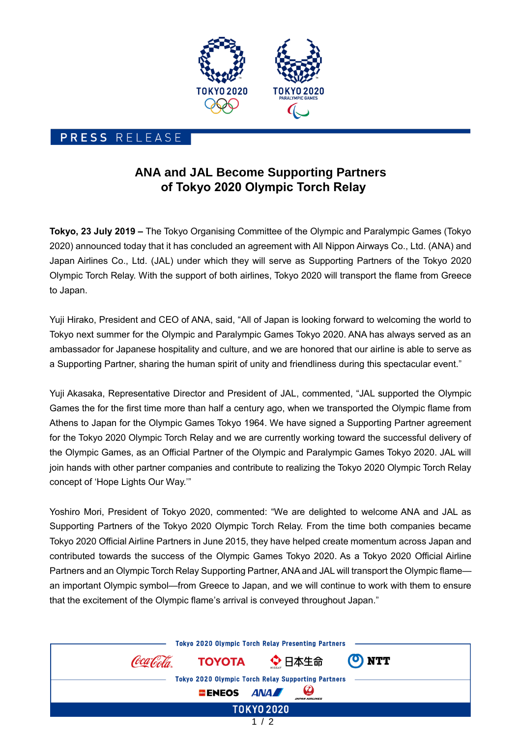PRESS RELEASE

# ANA and JAL Become Supporting Partners of Tokyo 2020 Olympic Torch Relay

**Tokyo, 23 July 2019 –** The Tokyo Organising Committee of the Olympic and Paralympic Games (Tokyo 2020) announced today that it has concluded an agreement with All Nippon Airways Co., Ltd. (ANA) and Japan Airlines Co., Ltd. (JAL) under which they will serve as Supporting Partners of the Tokyo 2020 Olympic Torch Relay. With the support of both airlines, Tokyo 2020 will transport the flame from Greece to Japan.

Yuji Hirako, President and CEO of ANA, said, "All of Japan is looking forward to welcoming the world to Tokyo next summer for the Olympic and Paralympic Games Tokyo 2020. ANA has always served as an ambassador for Japanese hospitality and culture, and we are honored that our airline is able to serve as a Supporting Partner, sharing the human spirit of unity and friendliness during this spectacular event."

Yuji Akasaka, Representative Director and President of JAL, commented, "JAL supported the Olympic Games the for the first time more than half a century ago, when we transported the Olympic flame from Athens to Japan for the Olympic Games Tokyo 1964. We have signed a Supporting Partner agreement for the Tokyo 2020 Olympic Torch Relay and we are currently working toward the successful delivery of the Olympic Games, as an Official Partner of the Olympic and Paralympic Games Tokyo 2020. JAL will join hands with other partner companies and contribute to realizing the Tokyo 2020 Olympic Torch Relay concept of 'Hope Lights Our Way.'"

Yoshiro Mori, President of Tokyo 2020, commented: "We are delighted to welcome ANA and JAL as Supporting Partners of the Tokyo 2020 Olympic Torch Relay. From the time both companies became Tokyo 2020 Official Airline Partners in June 2015, they have helped create momentum across Japan and contributed towards the success of the Olympic Games Tokyo 2020. As a Tokyo 2020 Official Airline Partners and an Olympic Torch Relay Supporting Partner, ANA and JAL will transport the Olympic flame—an important Olympic symbol—from Greece to Japan, and we will continue to work with them to ensure that the excitement of the Olympic flame's arrival is conveyed throughout Japan."

Tokyo 2020 Olympic Torch Relay Presenting Partners

Coca-Cola TOYOTA 日本生命 NTT

Tokyo 2020 Olympic Torch Relay Supporting Partners

ENEOS ANA JAPAN AIRLINES

TOKYO 2020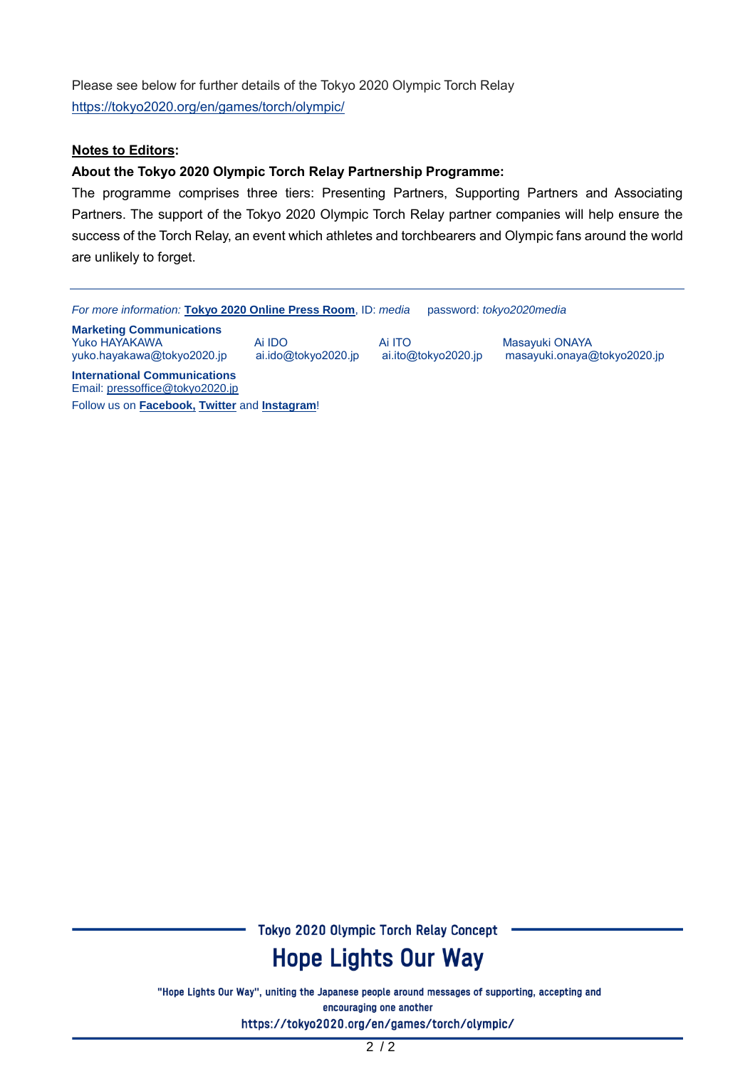Please see below for further details of the Tokyo 2020 Olympic Torch Relay
https://tokyo2020.org/en/games/torch/olympic/

**Notes to Editors:**

**About the Tokyo 2020 Olympic Torch Relay Partnership Programme:**

The programme comprises three tiers: Presenting Partners, Supporting Partners and Associating Partners. The support of the Tokyo 2020 Olympic Torch Relay partner companies will help ensure the success of the Torch Relay, an event which athletes and torchbearers and Olympic fans around the world are unlikely to forget.

---

*For more information:* **Tokyo 2020 Online Press Room**, ID: *media* password: *tokyo2020media*

**Marketing Communications**

| | | | |
|---|---|---|---|
| Yuko HAYAKAWA | Ai IDO | Ai ITO | Masayuki ONAYA |
| yuko.hayakawa@tokyo2020.jp | ai.ido@tokyo2020.jp | ai.ito@tokyo2020.jp | masayuki.onaya@tokyo2020.jp |

**International Communications**
Email: pressoffice@tokyo2020.jp

Follow us on **Facebook, Twitter** and **Instagram**!

Tokyo 2020 Olympic Torch Relay Concept

## Hope Lights Our Way

"Hope Lights Our Way", uniting the Japanese people around messages of supporting, accepting and encouraging one another

https://tokyo2020.org/en/games/torch/olympic/